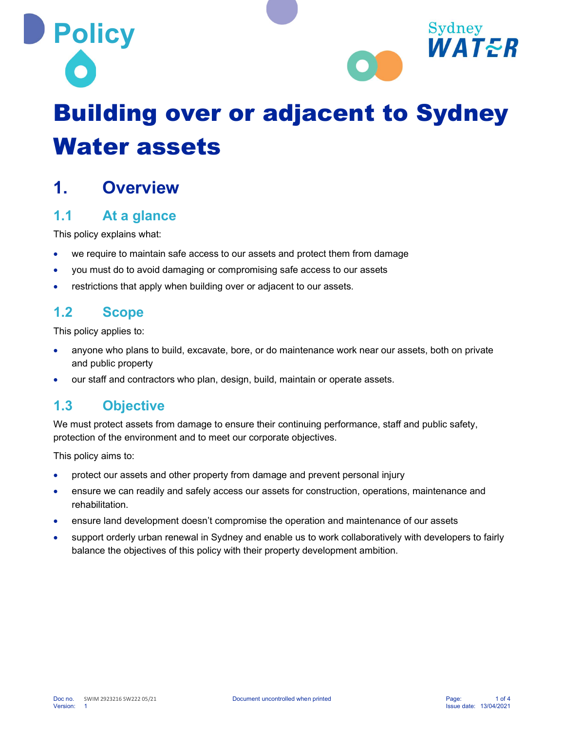# Policy

# Building over or adjacent to Sydney Water assets

## 1. Overview

### 1.1 At a glance

This policy explains what:

- we require to maintain safe access to our assets and protect them from damage
- you must do to avoid damaging or compromising safe access to our assets
- restrictions that apply when building over or adjacent to our assets.

### 1.2 Scope

This policy applies to:

- anyone who plans to build, excavate, bore, or do maintenance work near our assets, both on private and public property
- our staff and contractors who plan, design, build, maintain or operate assets.

### 1.3 Objective

We must protect assets from damage to ensure their continuing performance, staff and public safety, protection of the environment and to meet our corporate objectives.

This policy aims to:

- protect our assets and other property from damage and prevent personal injury
- ensure we can readily and safely access our assets for construction, operations, maintenance and rehabilitation.
- ensure land development doesn't compromise the operation and maintenance of our assets
- support orderly urban renewal in Sydney and enable us to work collaboratively with developers to fairly balance the objectives of this policy with their property development ambition.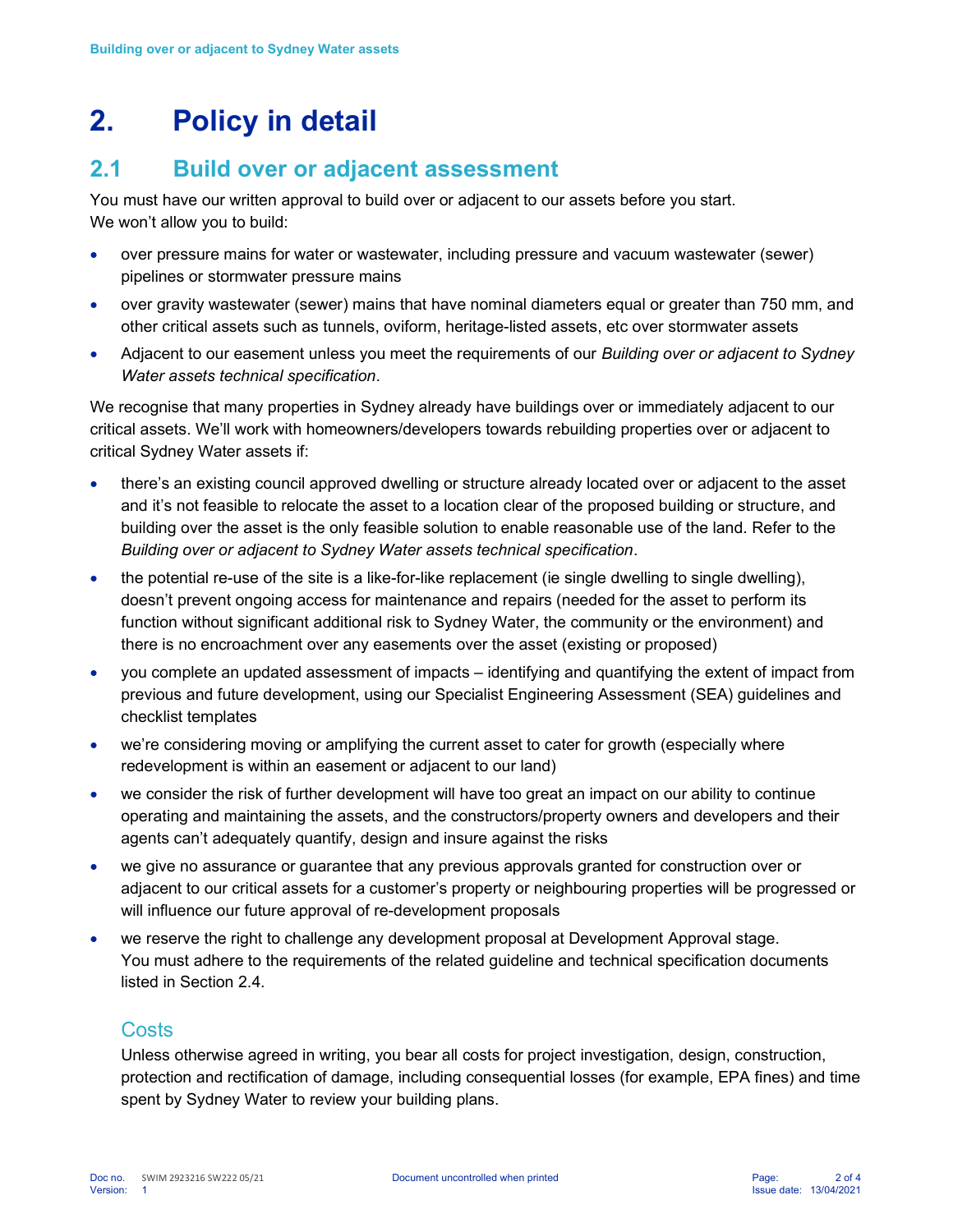# 2. Policy in detail

## 2.1 Build over or adjacent assessment

You must have our written approval to build over or adjacent to our assets before you start. We won't allow you to build:

- over pressure mains for water or wastewater, including pressure and vacuum wastewater (sewer) pipelines or stormwater pressure mains
- over gravity wastewater (sewer) mains that have nominal diameters equal or greater than 750 mm, and other critical assets such as tunnels, oviform, heritage-listed assets, etc over stormwater assets
- Adjacent to our easement unless you meet the requirements of our *Building over or adjacent to Sydney Water assets technical specification*.

We recognise that many properties in Sydney already have buildings over or immediately adjacent to our critical assets. We'll work with homeowners/developers towards rebuilding properties over or adjacent to critical Sydney Water assets if:

- there's an existing council approved dwelling or structure already located over or adjacent to the asset and it's not feasible to relocate the asset to a location clear of the proposed building or structure, and building over the asset is the only feasible solution to enable reasonable use of the land. Refer to the *Building over or adjacent to Sydney Water assets technical specification*.
- the potential re-use of the site is a like-for-like replacement (ie single dwelling to single dwelling), doesn't prevent ongoing access for maintenance and repairs (needed for the asset to perform its function without significant additional risk to Sydney Water, the community or the environment) and there is no encroachment over any easements over the asset (existing or proposed)
- you complete an updated assessment of impacts – identifying and quantifying the extent of impact from previous and future development, using our Specialist Engineering Assessment (SEA) guidelines and checklist templates
- we're considering moving or amplifying the current asset to cater for growth (especially where redevelopment is within an easement or adjacent to our land)
- we consider the risk of further development will have too great an impact on our ability to continue operating and maintaining the assets, and the constructors/property owners and developers and their agents can't adequately quantify, design and insure against the risks
- we give no assurance or guarantee that any previous approvals granted for construction over or adjacent to our critical assets for a customer's property or neighbouring properties will be progressed or will influence our future approval of re-development proposals
- we reserve the right to challenge any development proposal at Development Approval stage. You must adhere to the requirements of the related guideline and technical specification documents listed in Section 2.4.

### Costs

Unless otherwise agreed in writing, you bear all costs for project investigation, design, construction, protection and rectification of damage, including consequential losses (for example, EPA fines) and time spent by Sydney Water to review your building plans.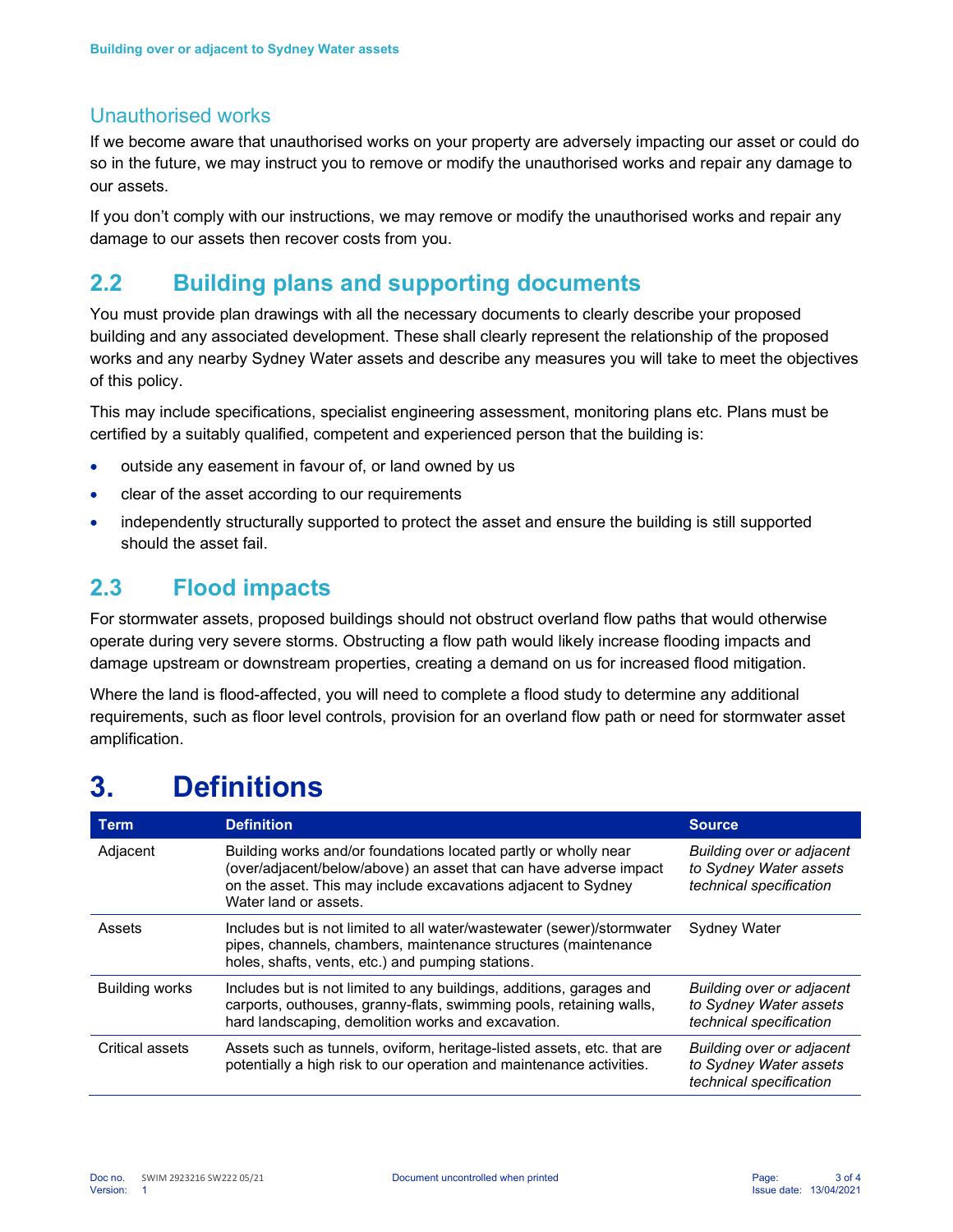### Unauthorised works

If we become aware that unauthorised works on your property are adversely impacting our asset or could do so in the future, we may instruct you to remove or modify the unauthorised works and repair any damage to our assets.

If you don't comply with our instructions, we may remove or modify the unauthorised works and repair any damage to our assets then recover costs from you.

## 2.2 Building plans and supporting documents

You must provide plan drawings with all the necessary documents to clearly describe your proposed building and any associated development. These shall clearly represent the relationship of the proposed works and any nearby Sydney Water assets and describe any measures you will take to meet the objectives of this policy.

This may include specifications, specialist engineering assessment, monitoring plans etc. Plans must be certified by a suitably qualified, competent and experienced person that the building is:

- outside any easement in favour of, or land owned by us
- clear of the asset according to our requirements
- independently structurally supported to protect the asset and ensure the building is still supported should the asset fail.

## 2.3 Flood impacts

For stormwater assets, proposed buildings should not obstruct overland flow paths that would otherwise operate during very severe storms. Obstructing a flow path would likely increase flooding impacts and damage upstream or downstream properties, creating a demand on us for increased flood mitigation.

Where the land is flood-affected, you will need to complete a flood study to determine any additional requirements, such as floor level controls, provision for an overland flow path or need for stormwater asset amplification.

# 3. Definitions

| Term | Definition | Source |
|---|---|---|
| Adjacent | Building works and/or foundations located partly or wholly near (over/adjacent/below/above) an asset that can have adverse impact on the asset. This may include excavations adjacent to Sydney Water land or assets. | *Building over or adjacent to Sydney Water assets technical specification* |
| Assets | Includes but is not limited to all water/wastewater (sewer)/stormwater pipes, channels, chambers, maintenance structures (maintenance holes, shafts, vents, etc.) and pumping stations. | Sydney Water |
| Building works | Includes but is not limited to any buildings, additions, garages and carports, outhouses, granny-flats, swimming pools, retaining walls, hard landscaping, demolition works and excavation. | *Building over or adjacent to Sydney Water assets technical specification* |
| Critical assets | Assets such as tunnels, oviform, heritage-listed assets, etc. that are potentially a high risk to our operation and maintenance activities. | *Building over or adjacent to Sydney Water assets technical specification* |